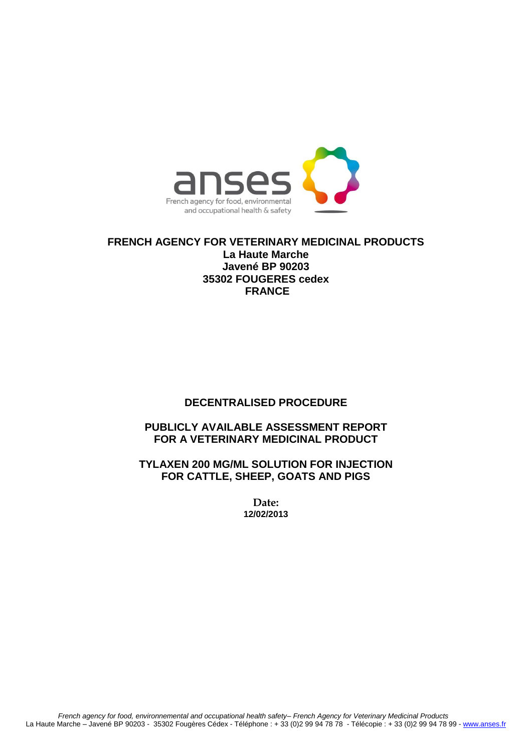anses

French agency for food, environmental and occupational health & safety

**FRENCH AGENCY FOR VETERINARY MEDICINAL PRODUCTS**
**La Haute Marche**
**Javené BP 90203**
**35302 FOUGERES cedex**
**FRANCE**

# DECENTRALISED PROCEDURE

# PUBLICLY AVAILABLE ASSESSMENT REPORT FOR A VETERINARY MEDICINAL PRODUCT

# TYLAXEN 200 MG/ML SOLUTION FOR INJECTION FOR CATTLE, SHEEP, GOATS AND PIGS

**Date:**
**12/02/2013**

*French agency for food, environnemental and occupational health safety– French Agency for Veterinary Medicinal Products*
La Haute Marche – Javené BP 90203 - 35302 Fougères Cédex - Téléphone : + 33 (0)2 99 94 78 78 - Télécopie : + 33 (0)2 99 94 78 99 - www.anses.fr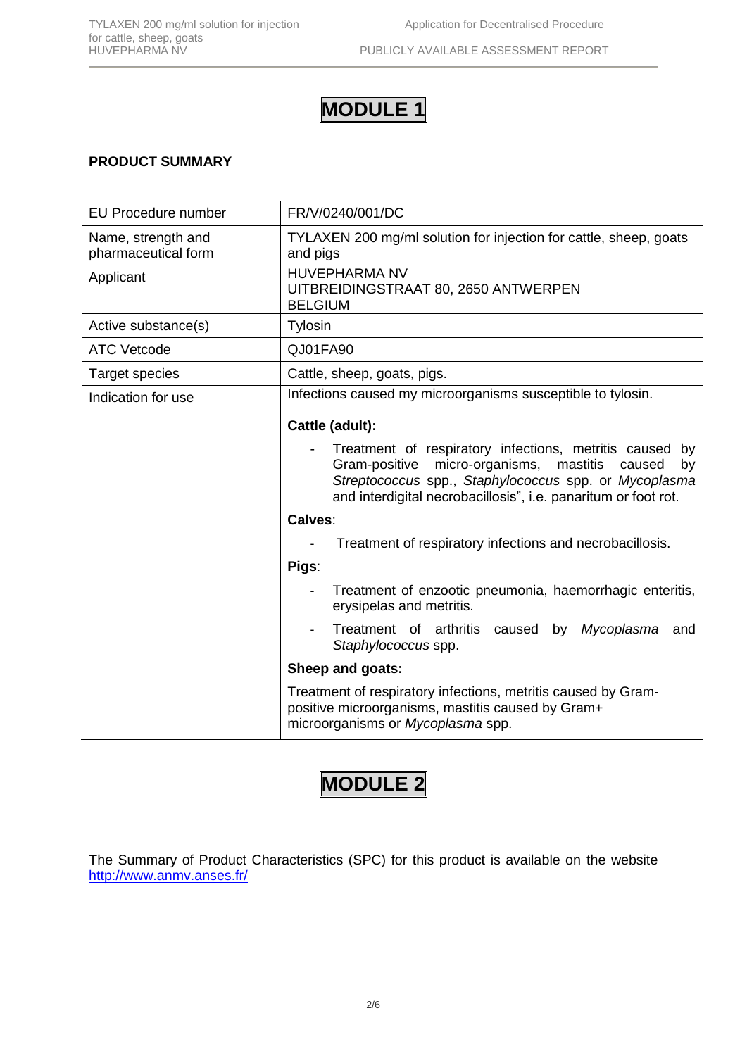# MODULE 1

## PRODUCT SUMMARY

| EU Procedure number | FR/V/0240/001/DC |
|---|---|
| Name, strength and pharmaceutical form | TYLAXEN 200 mg/ml solution for injection for cattle, sheep, goats and pigs |
| Applicant | HUVEPHARMA NV<br>UITBREIDINGSTRAAT 80, 2650 ANTWERPEN<br>BELGIUM |
| Active substance(s) | Tylosin |
| ATC Vetcode | QJ01FA90 |
| Target species | Cattle, sheep, goats, pigs. |
| Indication for use | Infections caused my microorganisms susceptible to tylosin.<br><br>**Cattle (adult):**<br>- Treatment of respiratory infections, metritis caused by Gram-positive micro-organisms, mastitis caused by *Streptococcus* spp., *Staphylococcus* spp. or *Mycoplasma* and interdigital necrobacillosis", i.e. panaritum or foot rot.<br><br>**Calves**:<br>- Treatment of respiratory infections and necrobacillosis.<br><br>**Pigs**:<br>- Treatment of enzootic pneumonia, haemorrhagic enteritis, erysipelas and metritis.<br>- Treatment of arthritis caused by *Mycoplasma* and *Staphylococcus* spp.<br><br>**Sheep and goats:**<br>Treatment of respiratory infections, metritis caused by Gram-positive microorganisms, mastitis caused by Gram+ microorganisms or *Mycoplasma* spp. |

# MODULE 2

The Summary of Product Characteristics (SPC) for this product is available on the website http://www.anmv.anses.fr/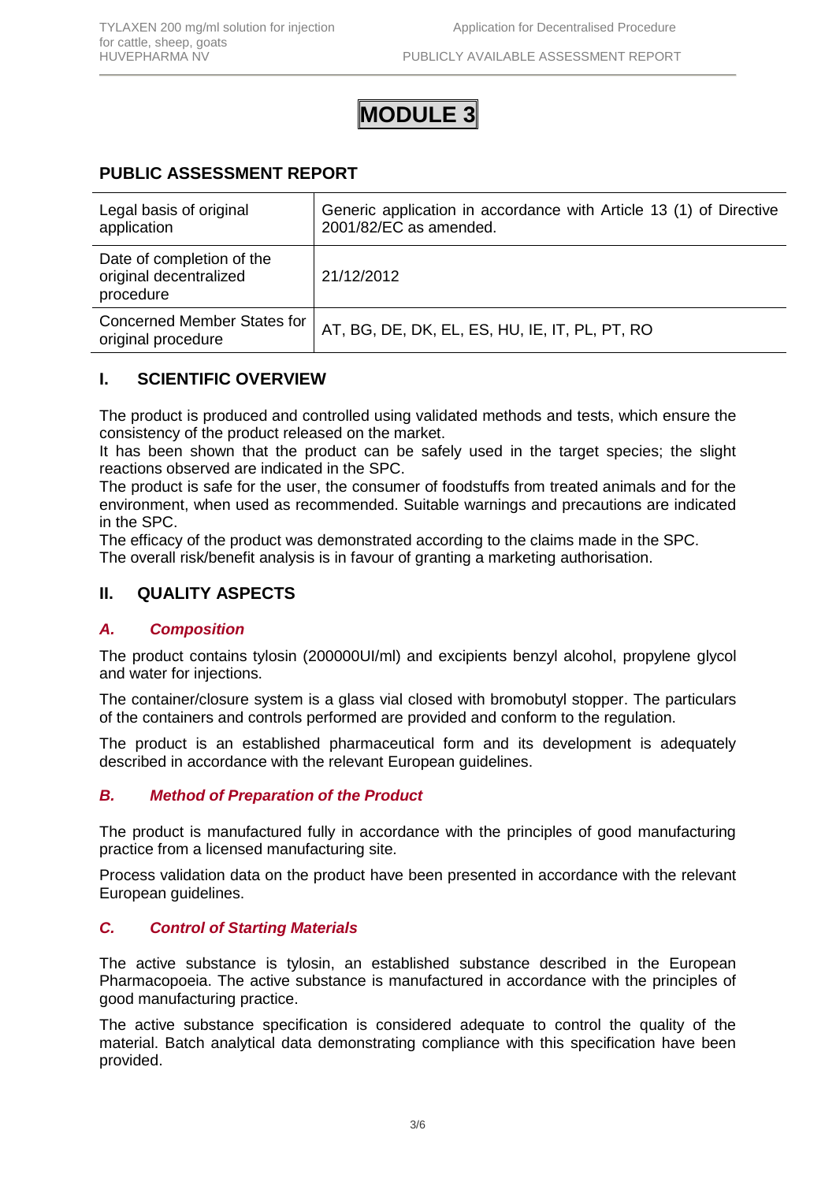# MODULE 3

## PUBLIC ASSESSMENT REPORT

| Legal basis of original application | Generic application in accordance with Article 13 (1) of Directive 2001/82/EC as amended. |
|---|---|
| Date of completion of the original decentralized procedure | 21/12/2012 |
| Concerned Member States for original procedure | AT, BG, DE, DK, EL, ES, HU, IE, IT, PL, PT, RO |

## I. SCIENTIFIC OVERVIEW

The product is produced and controlled using validated methods and tests, which ensure the consistency of the product released on the market.
It has been shown that the product can be safely used in the target species; the slight reactions observed are indicated in the SPC.
The product is safe for the user, the consumer of foodstuffs from treated animals and for the environment, when used as recommended. Suitable warnings and precautions are indicated in the SPC.
The efficacy of the product was demonstrated according to the claims made in the SPC.
The overall risk/benefit analysis is in favour of granting a marketing authorisation.

## II. QUALITY ASPECTS

### *A. Composition*

The product contains tylosin (200000UI/ml) and excipients benzyl alcohol, propylene glycol and water for injections.

The container/closure system is a glass vial closed with bromobutyl stopper. The particulars of the containers and controls performed are provided and conform to the regulation.

The product is an established pharmaceutical form and its development is adequately described in accordance with the relevant European guidelines.

### *B. Method of Preparation of the Product*

The product is manufactured fully in accordance with the principles of good manufacturing practice from a licensed manufacturing site.

Process validation data on the product have been presented in accordance with the relevant European guidelines.

### *C. Control of Starting Materials*

The active substance is tylosin, an established substance described in the European Pharmacopoeia. The active substance is manufactured in accordance with the principles of good manufacturing practice.

The active substance specification is considered adequate to control the quality of the material. Batch analytical data demonstrating compliance with this specification have been provided.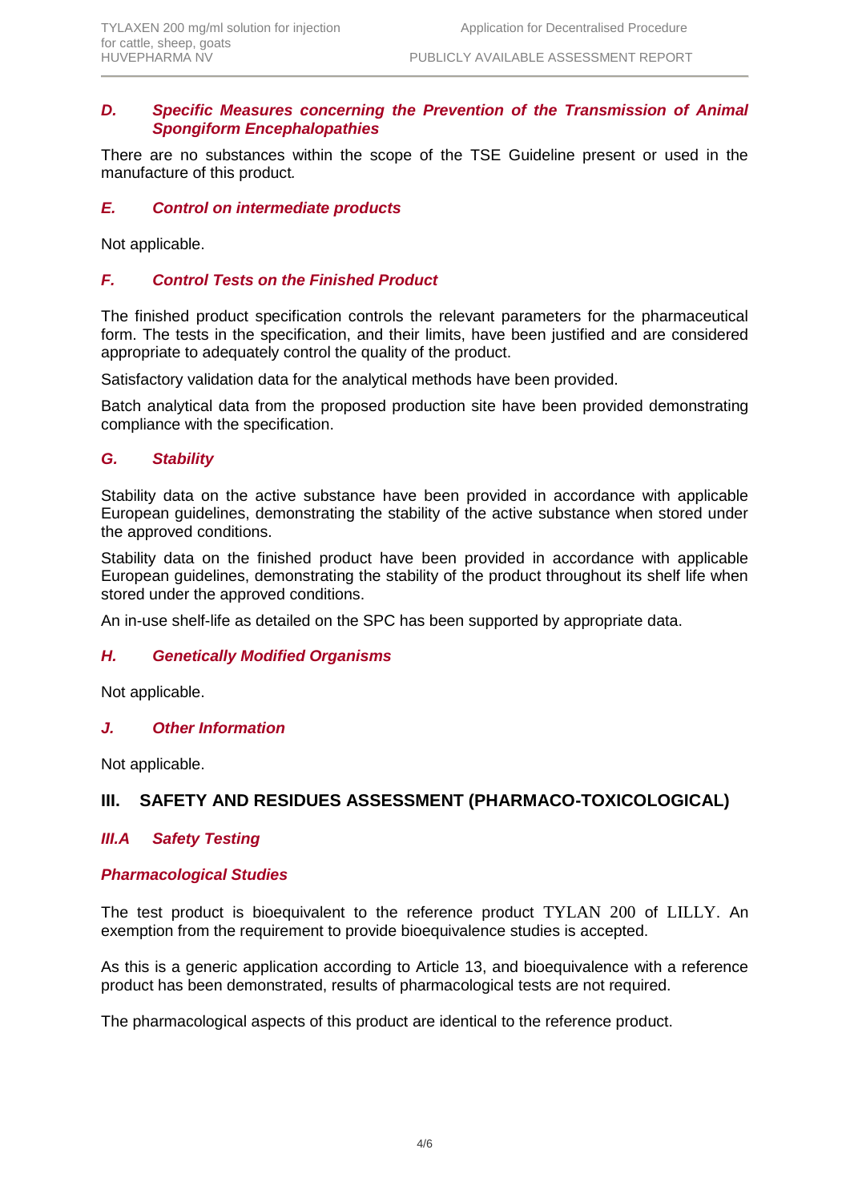### *D. Specific Measures concerning the Prevention of the Transmission of Animal Spongiform Encephalopathies*

There are no substances within the scope of the TSE Guideline present or used in the manufacture of this product.

### *E. Control on intermediate products*

Not applicable.

### *F. Control Tests on the Finished Product*

The finished product specification controls the relevant parameters for the pharmaceutical form. The tests in the specification, and their limits, have been justified and are considered appropriate to adequately control the quality of the product.

Satisfactory validation data for the analytical methods have been provided.

Batch analytical data from the proposed production site have been provided demonstrating compliance with the specification.

### *G. Stability*

Stability data on the active substance have been provided in accordance with applicable European guidelines, demonstrating the stability of the active substance when stored under the approved conditions.

Stability data on the finished product have been provided in accordance with applicable European guidelines, demonstrating the stability of the product throughout its shelf life when stored under the approved conditions.

An in-use shelf-life as detailed on the SPC has been supported by appropriate data.

### *H. Genetically Modified Organisms*

Not applicable.

### *J. Other Information*

Not applicable.

## III. SAFETY AND RESIDUES ASSESSMENT (PHARMACO-TOXICOLOGICAL)

### *III.A Safety Testing*

#### *Pharmacological Studies*

The test product is bioequivalent to the reference product TYLAN 200 of LILLY. An exemption from the requirement to provide bioequivalence studies is accepted.

As this is a generic application according to Article 13, and bioequivalence with a reference product has been demonstrated, results of pharmacological tests are not required.

The pharmacological aspects of this product are identical to the reference product.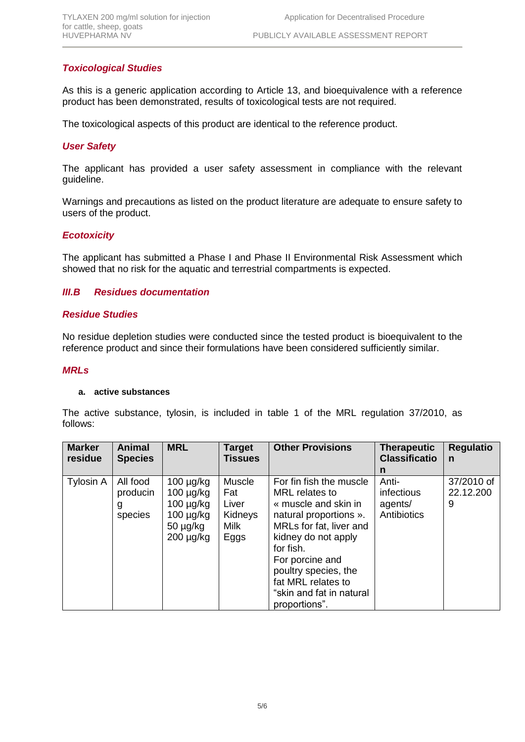### *Toxicological Studies*

As this is a generic application according to Article 13, and bioequivalence with a reference product has been demonstrated, results of toxicological tests are not required.

The toxicological aspects of this product are identical to the reference product.

### *User Safety*

The applicant has provided a user safety assessment in compliance with the relevant guideline.

Warnings and precautions as listed on the product literature are adequate to ensure safety to users of the product.

### *Ecotoxicity*

The applicant has submitted a Phase I and Phase II Environmental Risk Assessment which showed that no risk for the aquatic and terrestrial compartments is expected.

## *III.B Residues documentation*

### *Residue Studies*

No residue depletion studies were conducted since the tested product is bioequivalent to the reference product and since their formulations have been considered sufficiently similar.

### *MRLs*

**a. active substances**

The active substance, tylosin, is included in table 1 of the MRL regulation 37/2010, as follows:

| Marker residue | Animal Species | MRL | Target Tissues | Other Provisions | Therapeutic Classification | Regulation |
|---|---|---|---|---|---|---|
| Tylosin A | All food producing species | 100 µg/kg<br>100 µg/kg<br>100 µg/kg<br>100 µg/kg<br>50 µg/kg<br>200 µg/kg | Muscle<br>Fat<br>Liver<br>Kidneys<br>Milk<br>Eggs | For fin fish the muscle MRL relates to « muscle and skin in natural proportions ». MRLs for fat, liver and kidney do not apply for fish.<br>For porcine and poultry species, the fat MRL relates to "skin and fat in natural proportions". | Anti-infectious agents/ Antibiotics | 37/2010 of 22.12.2009 |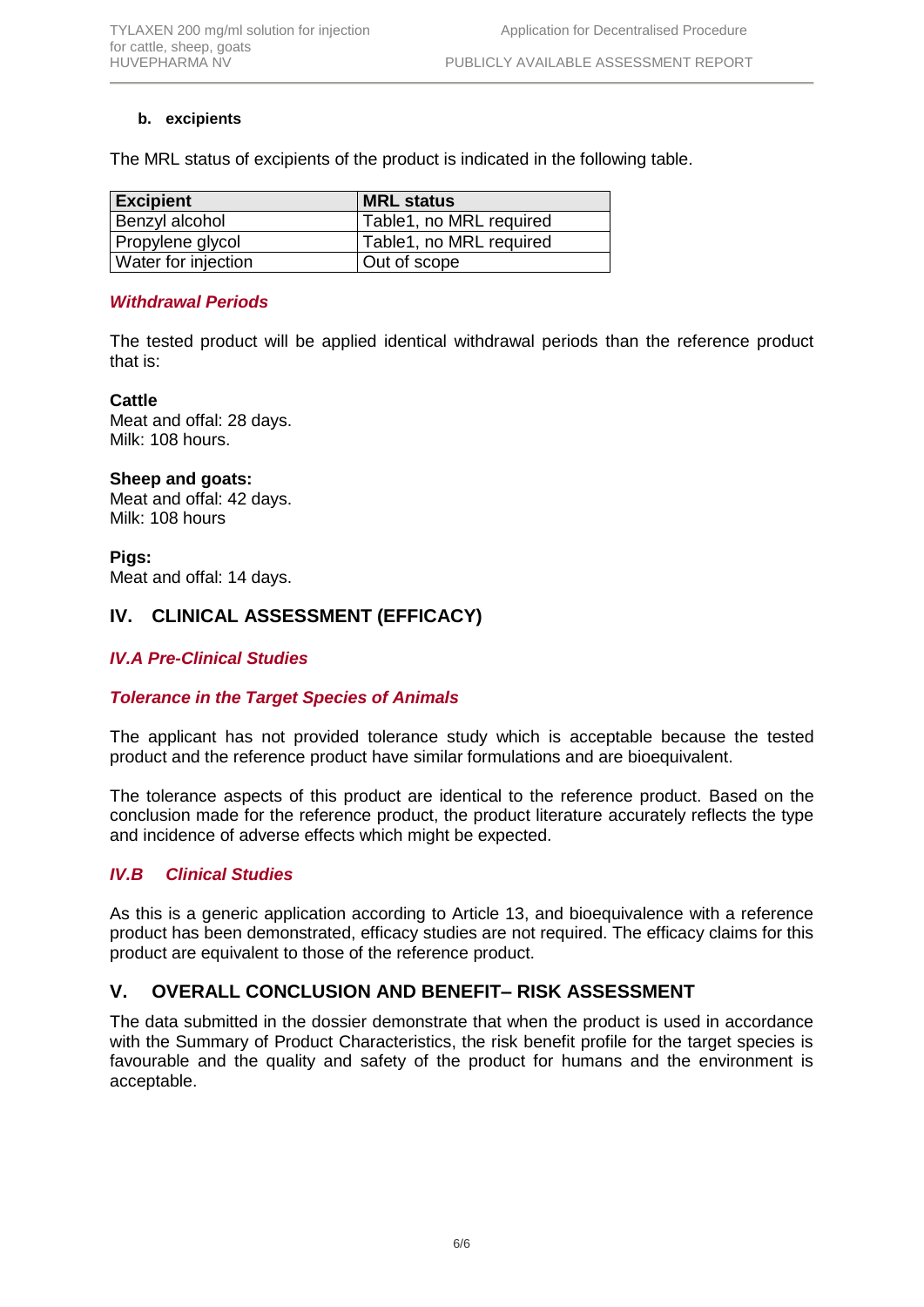#### b. excipients

The MRL status of excipients of the product is indicated in the following table.

| Excipient | MRL status |
|---|---|
| Benzyl alcohol | Table1, no MRL required |
| Propylene glycol | Table1, no MRL required |
| Water for injection | Out of scope |

### *Withdrawal Periods*

The tested product will be applied identical withdrawal periods than the reference product that is:

**Cattle**
Meat and offal: 28 days.
Milk: 108 hours.

**Sheep and goats:**
Meat and offal: 42 days.
Milk: 108 hours

**Pigs:**
Meat and offal: 14 days.

## IV. CLINICAL ASSESSMENT (EFFICACY)

### *IV.A Pre-Clinical Studies*

### *Tolerance in the Target Species of Animals*

The applicant has not provided tolerance study which is acceptable because the tested product and the reference product have similar formulations and are bioequivalent.

The tolerance aspects of this product are identical to the reference product. Based on the conclusion made for the reference product, the product literature accurately reflects the type and incidence of adverse effects which might be expected.

### *IV.B Clinical Studies*

As this is a generic application according to Article 13, and bioequivalence with a reference product has been demonstrated, efficacy studies are not required. The efficacy claims for this product are equivalent to those of the reference product.

## V. OVERALL CONCLUSION AND BENEFIT– RISK ASSESSMENT

The data submitted in the dossier demonstrate that when the product is used in accordance with the Summary of Product Characteristics, the risk benefit profile for the target species is favourable and the quality and safety of the product for humans and the environment is acceptable.